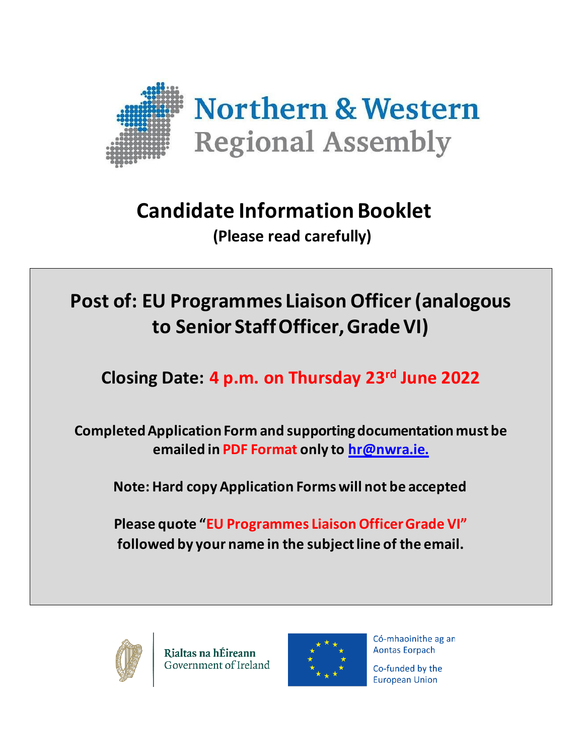Northern & Western
Regional Assembly

# Candidate Information Booklet

**(Please read carefully)**

## Post of: EU Programmes Liaison Officer (analogous to Senior Staff Officer, Grade VI)

**Closing Date: 4 p.m. on Thursday 23rd June 2022**

**Completed Application Form and supporting documentation must be emailed in PDF Format only to hr@nwra.ie.**

**Note: Hard copy Application Forms will not be accepted**

**Please quote "EU Programmes Liaison Officer Grade VI" followed by your name in the subject line of the email.**

Rialtas na hÉireann
Government of Ireland

Có-mhaoinithe ag an Aontas Eorpach
Co-funded by the European Union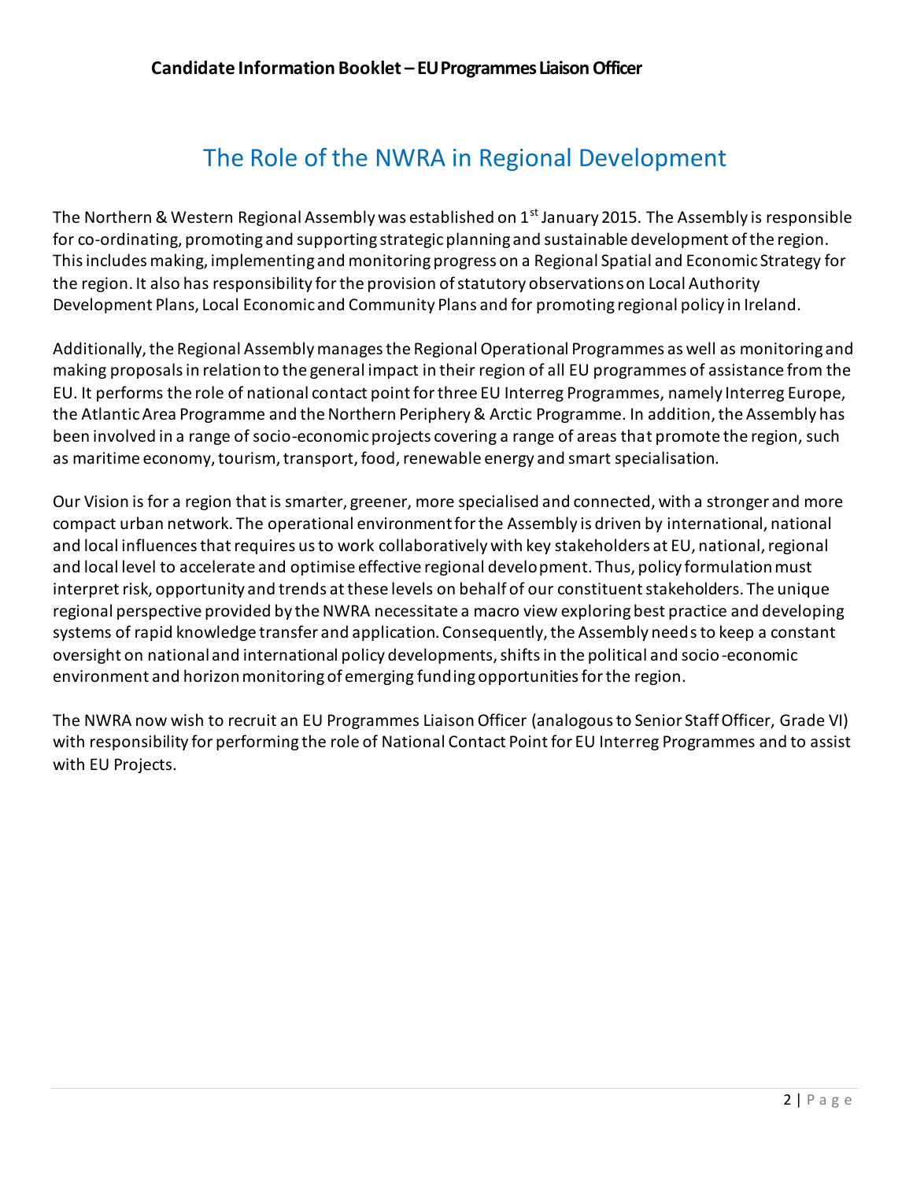# The Role of the NWRA in Regional Development

The Northern & Western Regional Assembly was established on 1st January 2015. The Assembly is responsible for co-ordinating, promoting and supporting strategic planning and sustainable development of the region. This includes making, implementing and monitoring progress on a Regional Spatial and Economic Strategy for the region. It also has responsibility for the provision of statutory observations on Local Authority Development Plans, Local Economic and Community Plans and for promoting regional policy in Ireland.

Additionally, the Regional Assembly manages the Regional Operational Programmes as well as monitoring and making proposals in relation to the general impact in their region of all EU programmes of assistance from the EU. It performs the role of national contact point for three EU Interreg Programmes, namely Interreg Europe, the Atlantic Area Programme and the Northern Periphery & Arctic Programme. In addition, the Assembly has been involved in a range of socio-economic projects covering a range of areas that promote the region, such as maritime economy, tourism, transport, food, renewable energy and smart specialisation.

Our Vision is for a region that is smarter, greener, more specialised and connected, with a stronger and more compact urban network. The operational environment for the Assembly is driven by international, national and local influences that requires us to work collaboratively with key stakeholders at EU, national, regional and local level to accelerate and optimise effective regional development. Thus, policy formulation must interpret risk, opportunity and trends at these levels on behalf of our constituent stakeholders. The unique regional perspective provided by the NWRA necessitate a macro view exploring best practice and developing systems of rapid knowledge transfer and application. Consequently, the Assembly needs to keep a constant oversight on national and international policy developments, shifts in the political and socio-economic environment and horizon monitoring of emerging funding opportunities for the region.

The NWRA now wish to recruit an EU Programmes Liaison Officer (analogous to Senior Staff Officer, Grade VI) with responsibility for performing the role of National Contact Point for EU Interreg Programmes and to assist with EU Projects.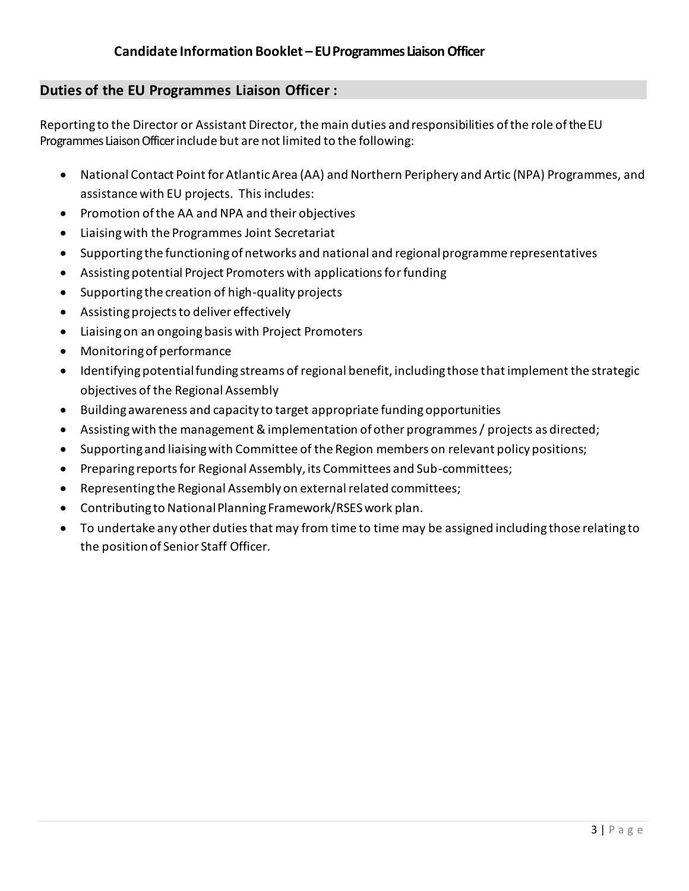## Duties of the EU Programmes Liaison Officer :

Reporting to the Director or Assistant Director, the main duties and responsibilities of the role of the EU Programmes Liaison Officer include but are not limited to the following:

- National Contact Point for Atlantic Area (AA) and Northern Periphery and Artic (NPA) Programmes, and assistance with EU projects. This includes:
- Promotion of the AA and NPA and their objectives
- Liaising with the Programmes Joint Secretariat
- Supporting the functioning of networks and national and regional programme representatives
- Assisting potential Project Promoters with applications for funding
- Supporting the creation of high-quality projects
- Assisting projects to deliver effectively
- Liaising on an ongoing basis with Project Promoters
- Monitoring of performance
- Identifying potential funding streams of regional benefit, including those that implement the strategic objectives of the Regional Assembly
- Building awareness and capacity to target appropriate funding opportunities
- Assisting with the management & implementation of other programmes / projects as directed;
- Supporting and liaising with Committee of the Region members on relevant policy positions;
- Preparing reports for Regional Assembly, its Committees and Sub-committees;
- Representing the Regional Assembly on external related committees;
- Contributing to National Planning Framework/RSES work plan.
- To undertake any other duties that may from time to time may be assigned including those relating to the position of Senior Staff Officer.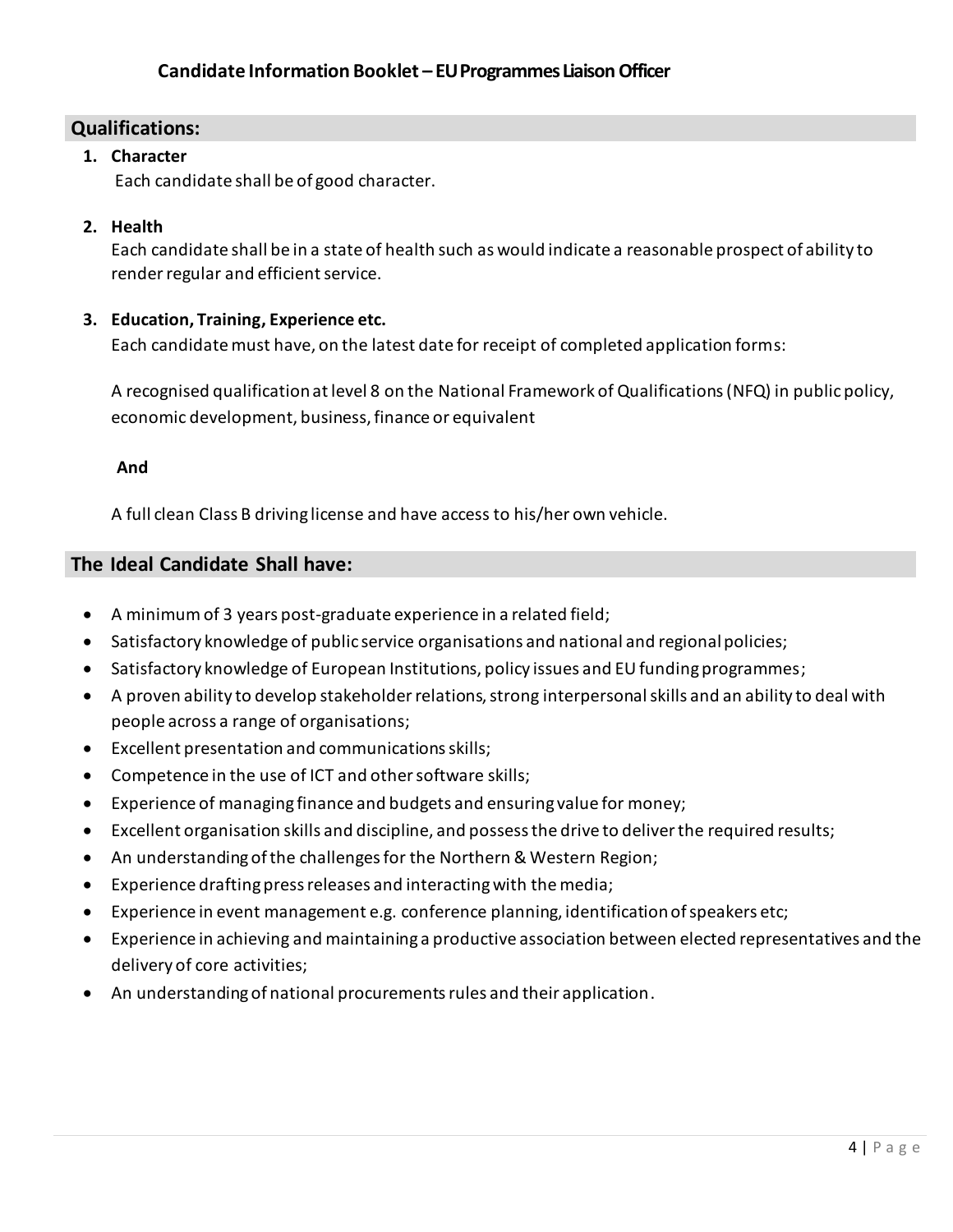## Qualifications:

1. **Character**
   Each candidate shall be of good character.

2. **Health**
   Each candidate shall be in a state of health such as would indicate a reasonable prospect of ability to render regular and efficient service.

3. **Education, Training, Experience etc.**
   Each candidate must have, on the latest date for receipt of completed application forms:

   A recognised qualification at level 8 on the National Framework of Qualifications (NFQ) in public policy, economic development, business, finance or equivalent

   **And**

   A full clean Class B driving license and have access to his/her own vehicle.

## The Ideal Candidate Shall have:

- A minimum of 3 years post-graduate experience in a related field;
- Satisfactory knowledge of public service organisations and national and regional policies;
- Satisfactory knowledge of European Institutions, policy issues and EU funding programmes;
- A proven ability to develop stakeholder relations, strong interpersonal skills and an ability to deal with people across a range of organisations;
- Excellent presentation and communications skills;
- Competence in the use of ICT and other software skills;
- Experience of managing finance and budgets and ensuring value for money;
- Excellent organisation skills and discipline, and possess the drive to deliver the required results;
- An understanding of the challenges for the Northern & Western Region;
- Experience drafting press releases and interacting with the media;
- Experience in event management e.g. conference planning, identification of speakers etc;
- Experience in achieving and maintaining a productive association between elected representatives and the delivery of core activities;
- An understanding of national procurements rules and their application.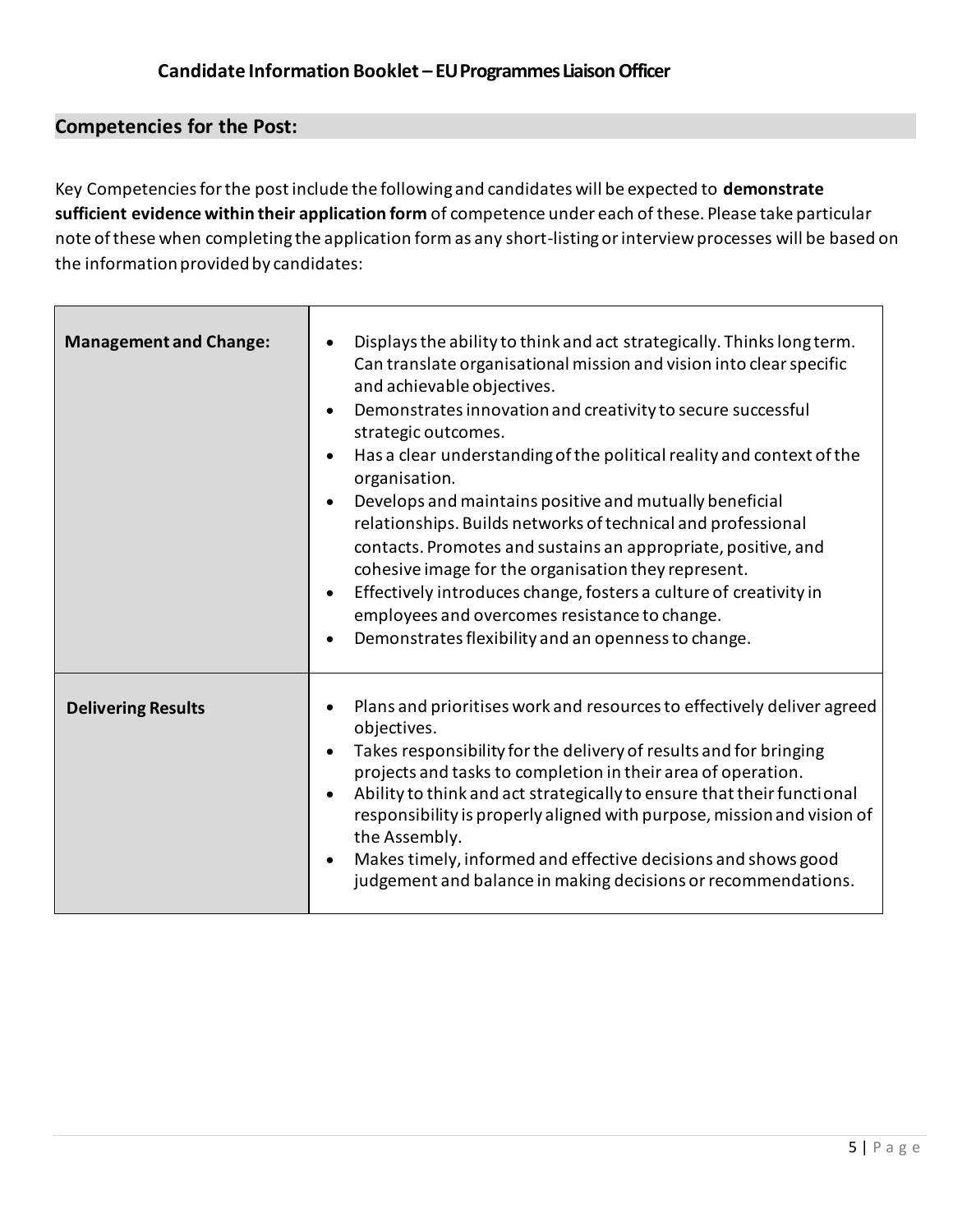## Competencies for the Post:

Key Competencies for the post include the following and candidates will be expected to **demonstrate sufficient evidence within their application form** of competence under each of these. Please take particular note of these when completing the application form as any short-listing or interview processes will be based on the information provided by candidates:

| | |
|---|---|
| **Management and Change:** | • Displays the ability to think and act strategically. Thinks long term. Can translate organisational mission and vision into clear specific and achievable objectives.<br>• Demonstrates innovation and creativity to secure successful strategic outcomes.<br>• Has a clear understanding of the political reality and context of the organisation.<br>• Develops and maintains positive and mutually beneficial relationships. Builds networks of technical and professional contacts. Promotes and sustains an appropriate, positive, and cohesive image for the organisation they represent.<br>• Effectively introduces change, fosters a culture of creativity in employees and overcomes resistance to change.<br>• Demonstrates flexibility and an openness to change. |
| **Delivering Results** | • Plans and prioritises work and resources to effectively deliver agreed objectives.<br>• Takes responsibility for the delivery of results and for bringing projects and tasks to completion in their area of operation.<br>• Ability to think and act strategically to ensure that their functional responsibility is properly aligned with purpose, mission and vision of the Assembly.<br>• Makes timely, informed and effective decisions and shows good judgement and balance in making decisions or recommendations. |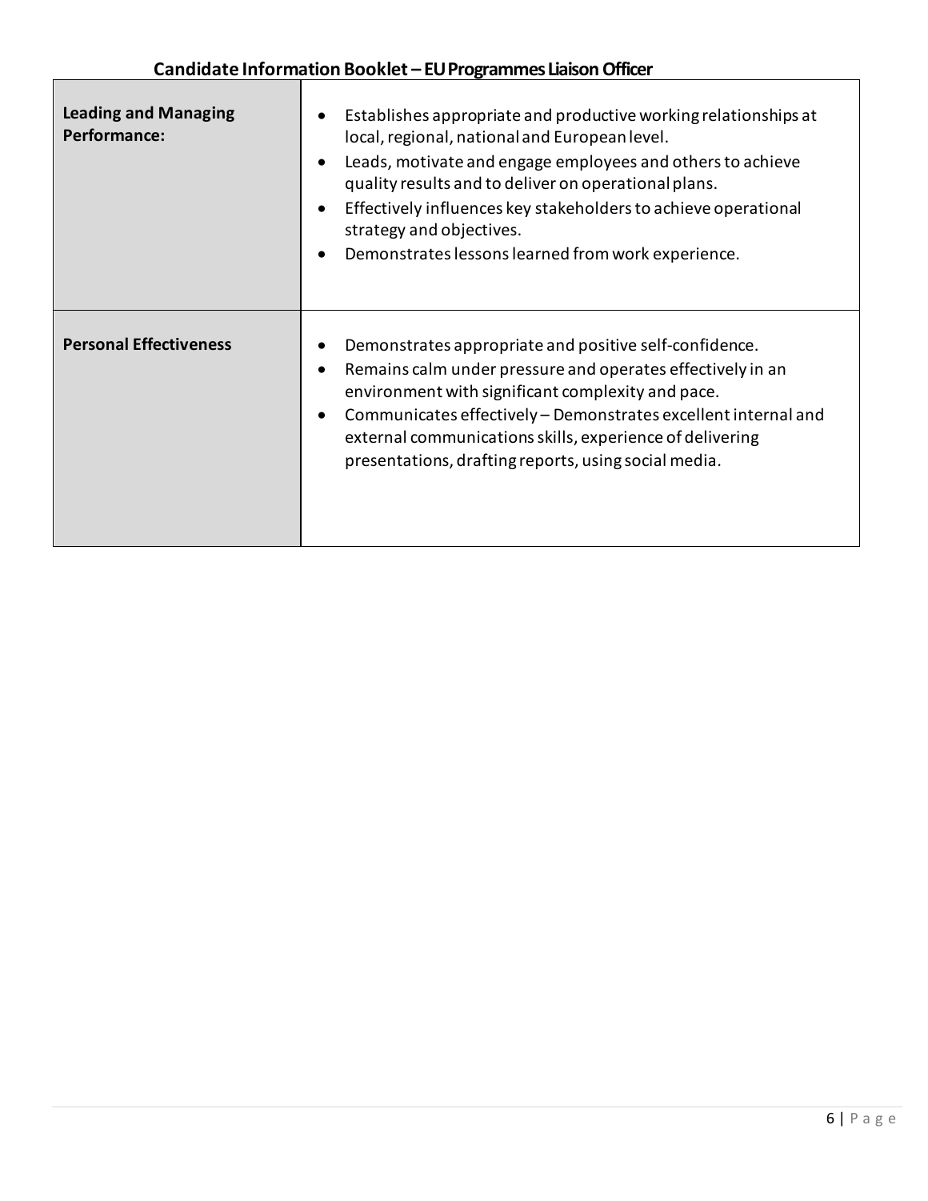| | |
|---|---|
| **Leading and Managing Performance:** | • Establishes appropriate and productive working relationships at local, regional, national and European level.<br>• Leads, motivate and engage employees and others to achieve quality results and to deliver on operational plans.<br>• Effectively influences key stakeholders to achieve operational strategy and objectives.<br>• Demonstrates lessons learned from work experience. |
| **Personal Effectiveness** | • Demonstrates appropriate and positive self-confidence.<br>• Remains calm under pressure and operates effectively in an environment with significant complexity and pace.<br>• Communicates effectively – Demonstrates excellent internal and external communications skills, experience of delivering presentations, drafting reports, using social media. |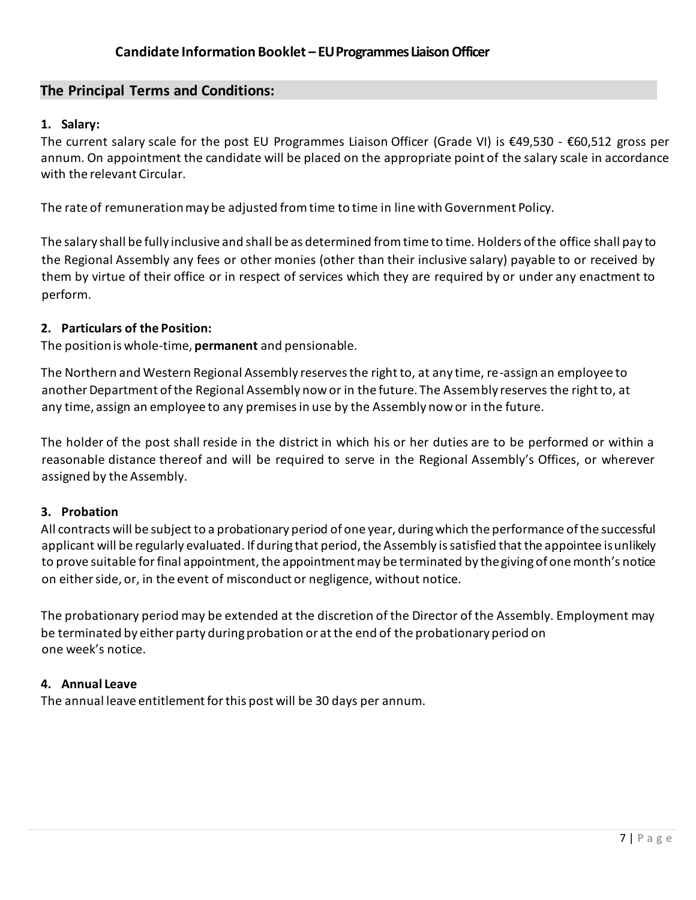## The Principal Terms and Conditions:

### 1. Salary:

The current salary scale for the post EU Programmes Liaison Officer (Grade VI) is €49,530 - €60,512 gross per annum. On appointment the candidate will be placed on the appropriate point of the salary scale in accordance with the relevant Circular.

The rate of remuneration may be adjusted from time to time in line with Government Policy.

The salary shall be fully inclusive and shall be as determined from time to time. Holders of the office shall pay to the Regional Assembly any fees or other monies (other than their inclusive salary) payable to or received by them by virtue of their office or in respect of services which they are required by or under any enactment to perform.

### 2. Particulars of the Position:

The position is whole-time, **permanent** and pensionable.

The Northern and Western Regional Assembly reserves the right to, at any time, re-assign an employee to another Department of the Regional Assembly now or in the future. The Assembly reserves the right to, at any time, assign an employee to any premises in use by the Assembly now or in the future.

The holder of the post shall reside in the district in which his or her duties are to be performed or within a reasonable distance thereof and will be required to serve in the Regional Assembly's Offices, or wherever assigned by the Assembly.

### 3. Probation

All contracts will be subject to a probationary period of one year, during which the performance of the successful applicant will be regularly evaluated. If during that period, the Assembly is satisfied that the appointee is unlikely to prove suitable for final appointment, the appointment may be terminated by the giving of one month's notice on either side, or, in the event of misconduct or negligence, without notice.

The probationary period may be extended at the discretion of the Director of the Assembly. Employment may be terminated by either party during probation or at the end of the probationary period on one week's notice.

### 4. Annual Leave

The annual leave entitlement for this post will be 30 days per annum.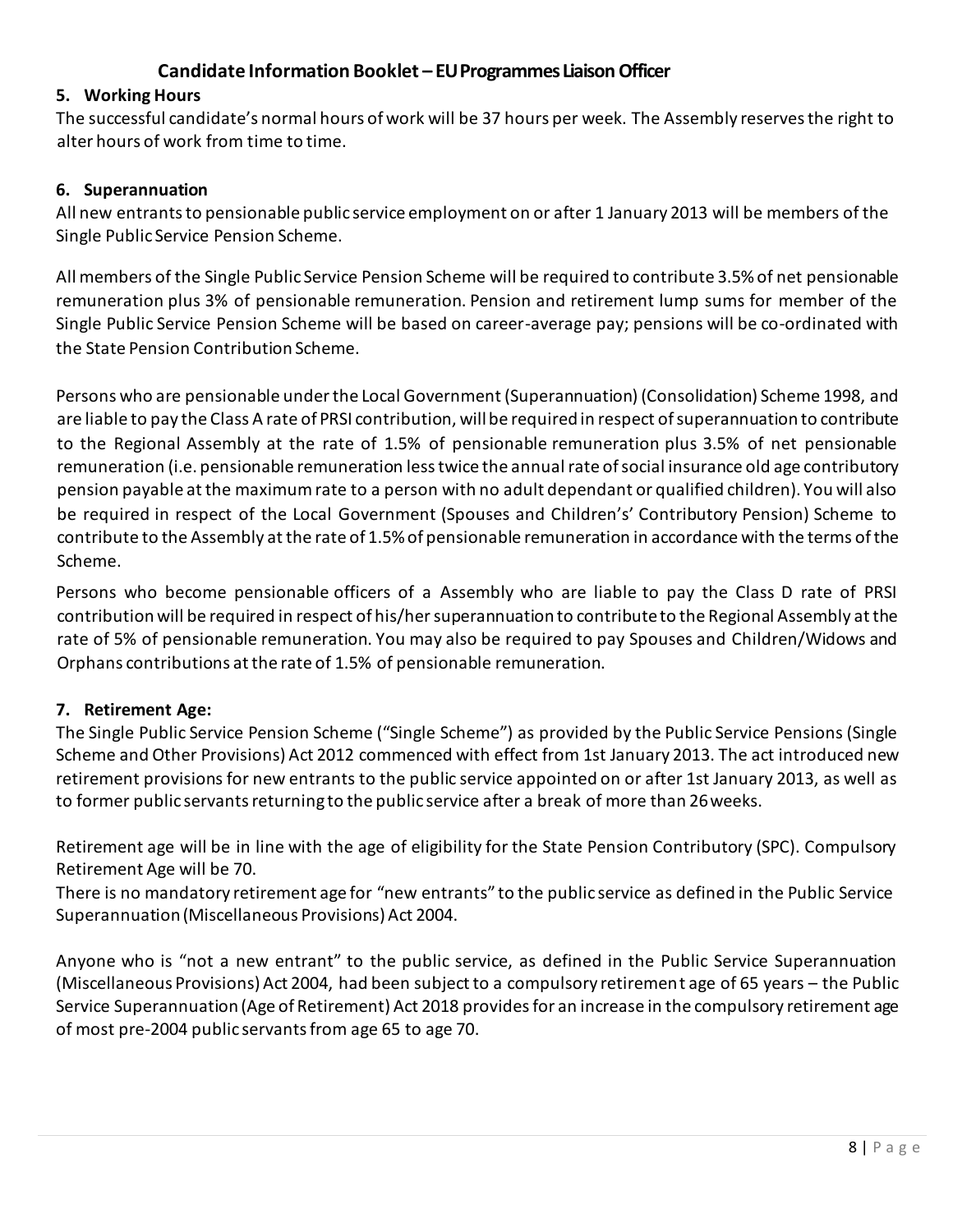## Candidate Information Booklet – EU Programmes Liaison Officer

### 5. Working Hours

The successful candidate's normal hours of work will be 37 hours per week. The Assembly reserves the right to alter hours of work from time to time.

### 6. Superannuation

All new entrants to pensionable public service employment on or after 1 January 2013 will be members of the Single Public Service Pension Scheme.

All members of the Single Public Service Pension Scheme will be required to contribute 3.5% of net pensionable remuneration plus 3% of pensionable remuneration. Pension and retirement lump sums for member of the Single Public Service Pension Scheme will be based on career-average pay; pensions will be co-ordinated with the State Pension Contribution Scheme.

Persons who are pensionable under the Local Government (Superannuation) (Consolidation) Scheme 1998, and are liable to pay the Class A rate of PRSI contribution, will be required in respect of superannuation to contribute to the Regional Assembly at the rate of 1.5% of pensionable remuneration plus 3.5% of net pensionable remuneration (i.e. pensionable remuneration less twice the annual rate of social insurance old age contributory pension payable at the maximum rate to a person with no adult dependant or qualified children). You will also be required in respect of the Local Government (Spouses and Children's' Contributory Pension) Scheme to contribute to the Assembly at the rate of 1.5% of pensionable remuneration in accordance with the terms of the Scheme.

Persons who become pensionable officers of a Assembly who are liable to pay the Class D rate of PRSI contribution will be required in respect of his/her superannuation to contribute to the Regional Assembly at the rate of 5% of pensionable remuneration. You may also be required to pay Spouses and Children/Widows and Orphans contributions at the rate of 1.5% of pensionable remuneration.

### 7. Retirement Age:

The Single Public Service Pension Scheme ("Single Scheme") as provided by the Public Service Pensions (Single Scheme and Other Provisions) Act 2012 commenced with effect from 1st January 2013. The act introduced new retirement provisions for new entrants to the public service appointed on or after 1st January 2013, as well as to former public servants returning to the public service after a break of more than 26 weeks.

Retirement age will be in line with the age of eligibility for the State Pension Contributory (SPC). Compulsory Retirement Age will be 70.
There is no mandatory retirement age for "new entrants" to the public service as defined in the Public Service Superannuation (Miscellaneous Provisions) Act 2004.

Anyone who is "not a new entrant" to the public service, as defined in the Public Service Superannuation (Miscellaneous Provisions) Act 2004, had been subject to a compulsory retirement age of 65 years – the Public Service Superannuation (Age of Retirement) Act 2018 provides for an increase in the compulsory retirement age of most pre-2004 public servants from age 65 to age 70.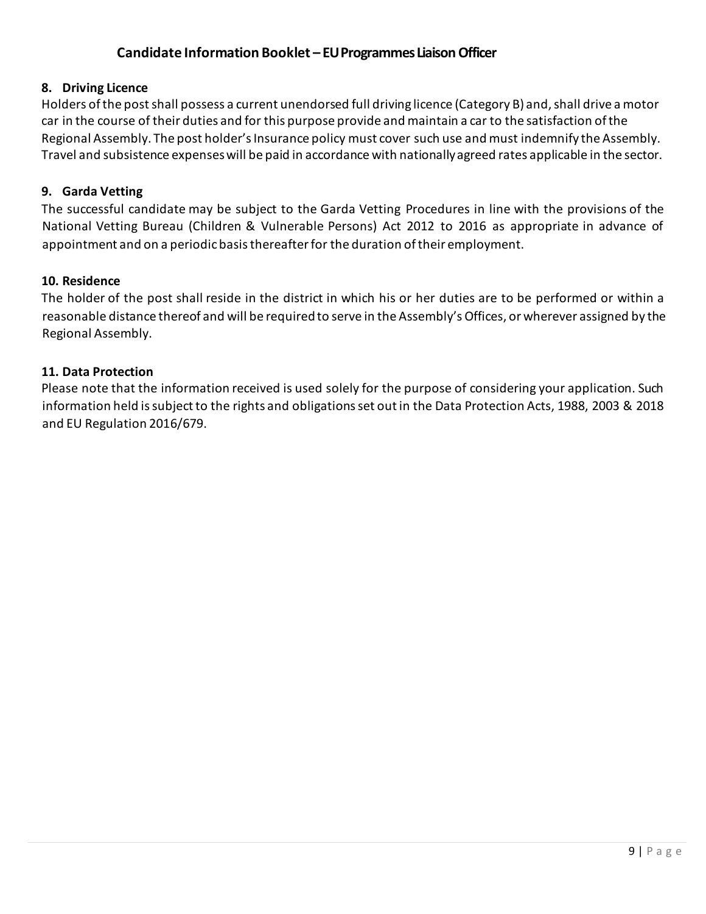### 8. Driving Licence

Holders of the post shall possess a current unendorsed full driving licence (Category B) and, shall drive a motor car in the course of their duties and for this purpose provide and maintain a car to the satisfaction of the Regional Assembly. The post holder's Insurance policy must cover such use and must indemnify the Assembly. Travel and subsistence expenses will be paid in accordance with nationally agreed rates applicable in the sector.

### 9. Garda Vetting

The successful candidate may be subject to the Garda Vetting Procedures in line with the provisions of the National Vetting Bureau (Children & Vulnerable Persons) Act 2012 to 2016 as appropriate in advance of appointment and on a periodic basis thereafter for the duration of their employment.

### 10. Residence

The holder of the post shall reside in the district in which his or her duties are to be performed or within a reasonable distance thereof and will be required to serve in the Assembly's Offices, or wherever assigned by the Regional Assembly.

### 11. Data Protection

Please note that the information received is used solely for the purpose of considering your application. Such information held is subject to the rights and obligations set out in the Data Protection Acts, 1988, 2003 & 2018 and EU Regulation 2016/679.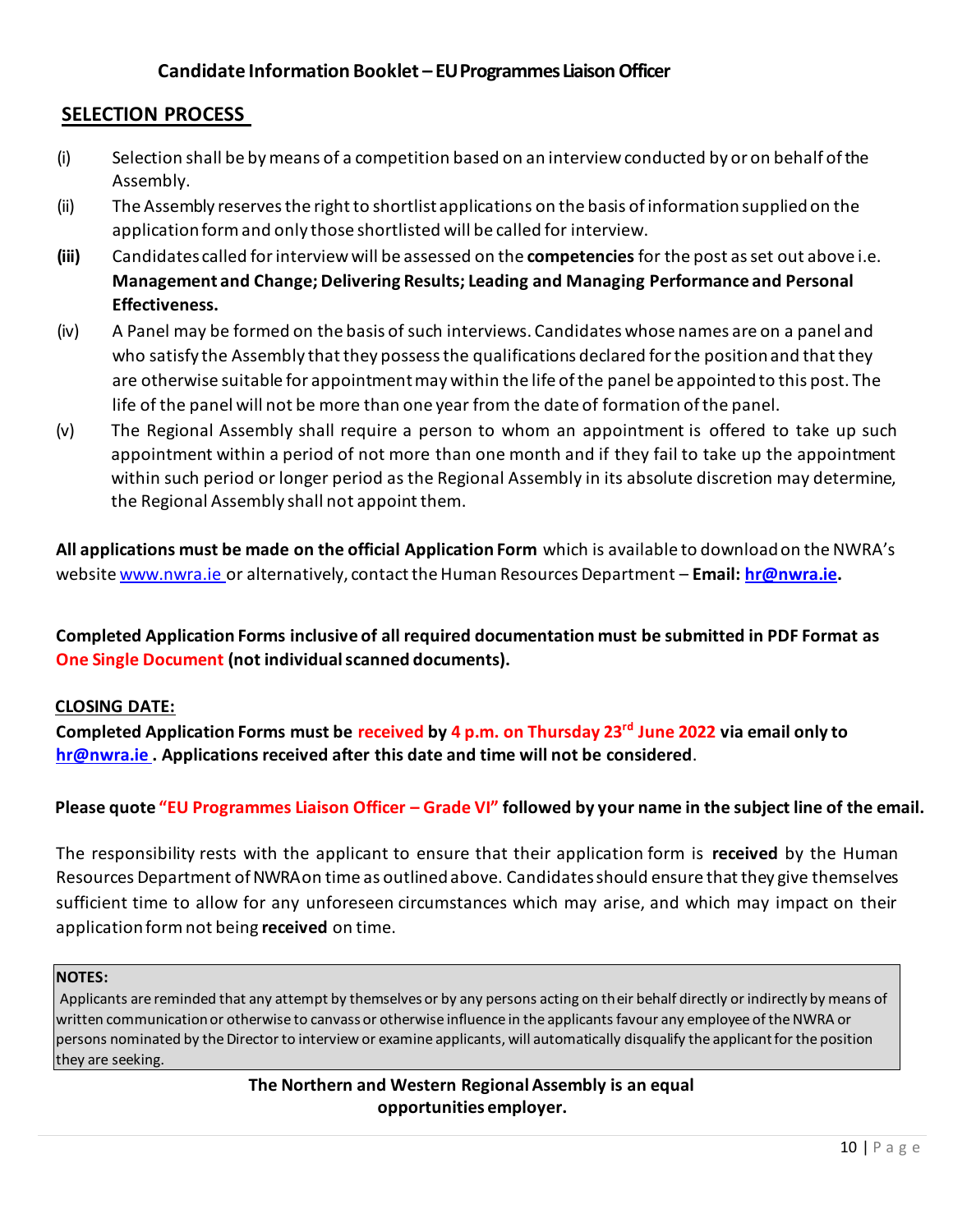## SELECTION PROCESS

(i) Selection shall be by means of a competition based on an interview conducted by or on behalf of the Assembly.

(ii) The Assembly reserves the right to shortlist applications on the basis of information supplied on the application form and only those shortlisted will be called for interview.

**(iii)** Candidates called for interview will be assessed on the **competencies** for the post as set out above i.e. **Management and Change; Delivering Results; Leading and Managing Performance and Personal Effectiveness.**

(iv) A Panel may be formed on the basis of such interviews. Candidates whose names are on a panel and who satisfy the Assembly that they possess the qualifications declared for the position and that they are otherwise suitable for appointment may within the life of the panel be appointed to this post. The life of the panel will not be more than one year from the date of formation of the panel.

(v) The Regional Assembly shall require a person to whom an appointment is offered to take up such appointment within a period of not more than one month and if they fail to take up the appointment within such period or longer period as the Regional Assembly in its absolute discretion may determine, the Regional Assembly shall not appoint them.

**All applications must be made on the official Application Form** which is available to download on the NWRA's website www.nwra.ie or alternatively, contact the Human Resources Department – **Email: hr@nwra.ie.**

**Completed Application Forms inclusive of all required documentation must be submitted in PDF Format as One Single Document (not individual scanned documents).**

**CLOSING DATE:**

**Completed Application Forms must be received by 4 p.m. on Thursday 23rd June 2022 via email only to hr@nwra.ie . Applications received after this date and time will not be considered**.

**Please quote "EU Programmes Liaison Officer – Grade VI" followed by your name in the subject line of the email.**

The responsibility rests with the applicant to ensure that their application form is **received** by the Human Resources Department of NWRA on time as outlined above. Candidates should ensure that they give themselves sufficient time to allow for any unforeseen circumstances which may arise, and which may impact on their application form not being **received** on time.

**NOTES:**

Applicants are reminded that any attempt by themselves or by any persons acting on their behalf directly or indirectly by means of written communication or otherwise to canvass or otherwise influence in the applicants favour any employee of the NWRA or persons nominated by the Director to interview or examine applicants, will automatically disqualify the applicant for the position they are seeking.

**The Northern and Western Regional Assembly is an equal opportunities employer.**